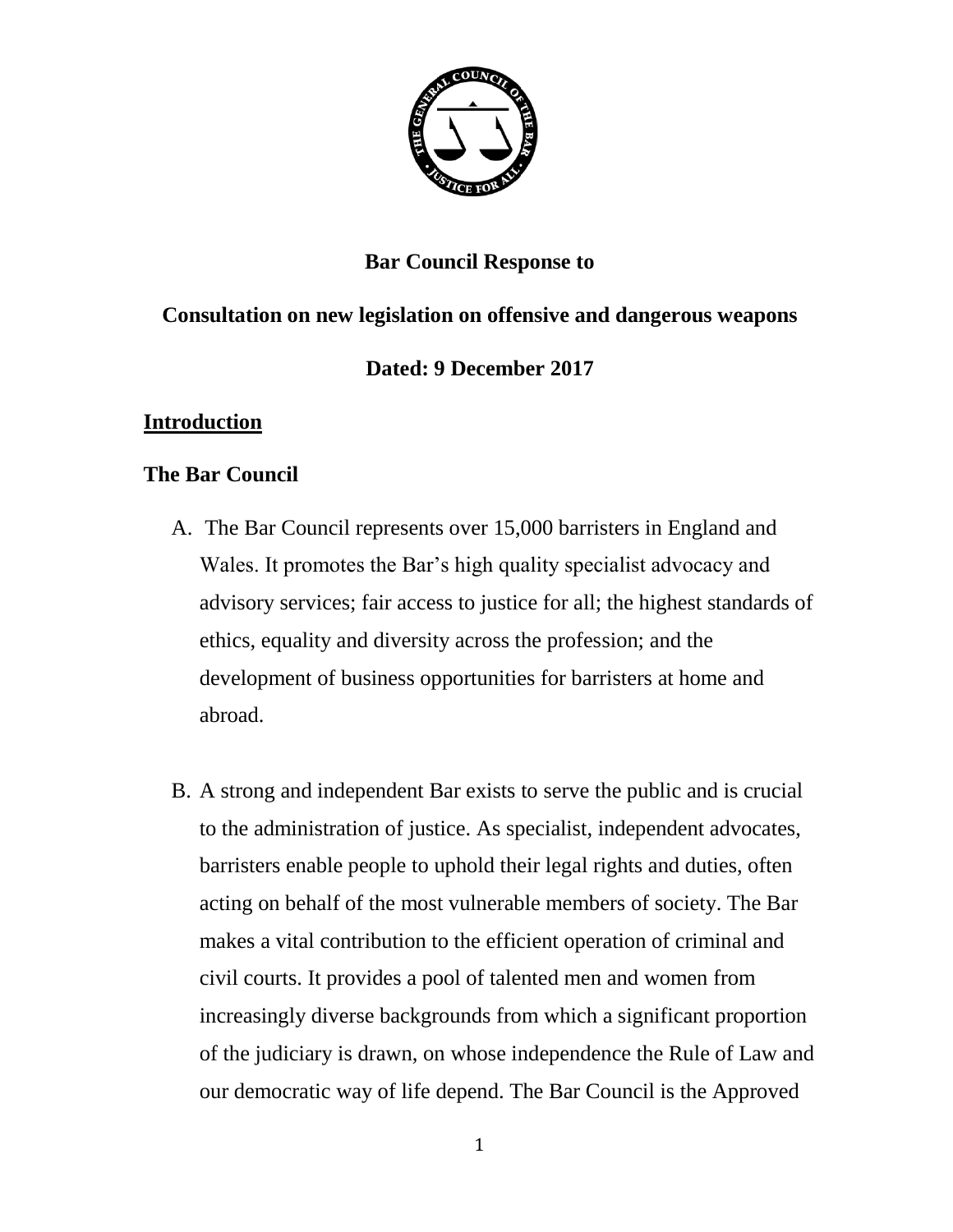# Bar Council Response to

## Consultation on new legislation on offensive and dangerous weapons

**Dated: 9 December 2017**

## Introduction

### The Bar Council

A. The Bar Council represents over 15,000 barristers in England and Wales. It promotes the Bar's high quality specialist advocacy and advisory services; fair access to justice for all; the highest standards of ethics, equality and diversity across the profession; and the development of business opportunities for barristers at home and abroad.

B. A strong and independent Bar exists to serve the public and is crucial to the administration of justice. As specialist, independent advocates, barristers enable people to uphold their legal rights and duties, often acting on behalf of the most vulnerable members of society. The Bar makes a vital contribution to the efficient operation of criminal and civil courts. It provides a pool of talented men and women from increasingly diverse backgrounds from which a significant proportion of the judiciary is drawn, on whose independence the Rule of Law and our democratic way of life depend. The Bar Council is the Approved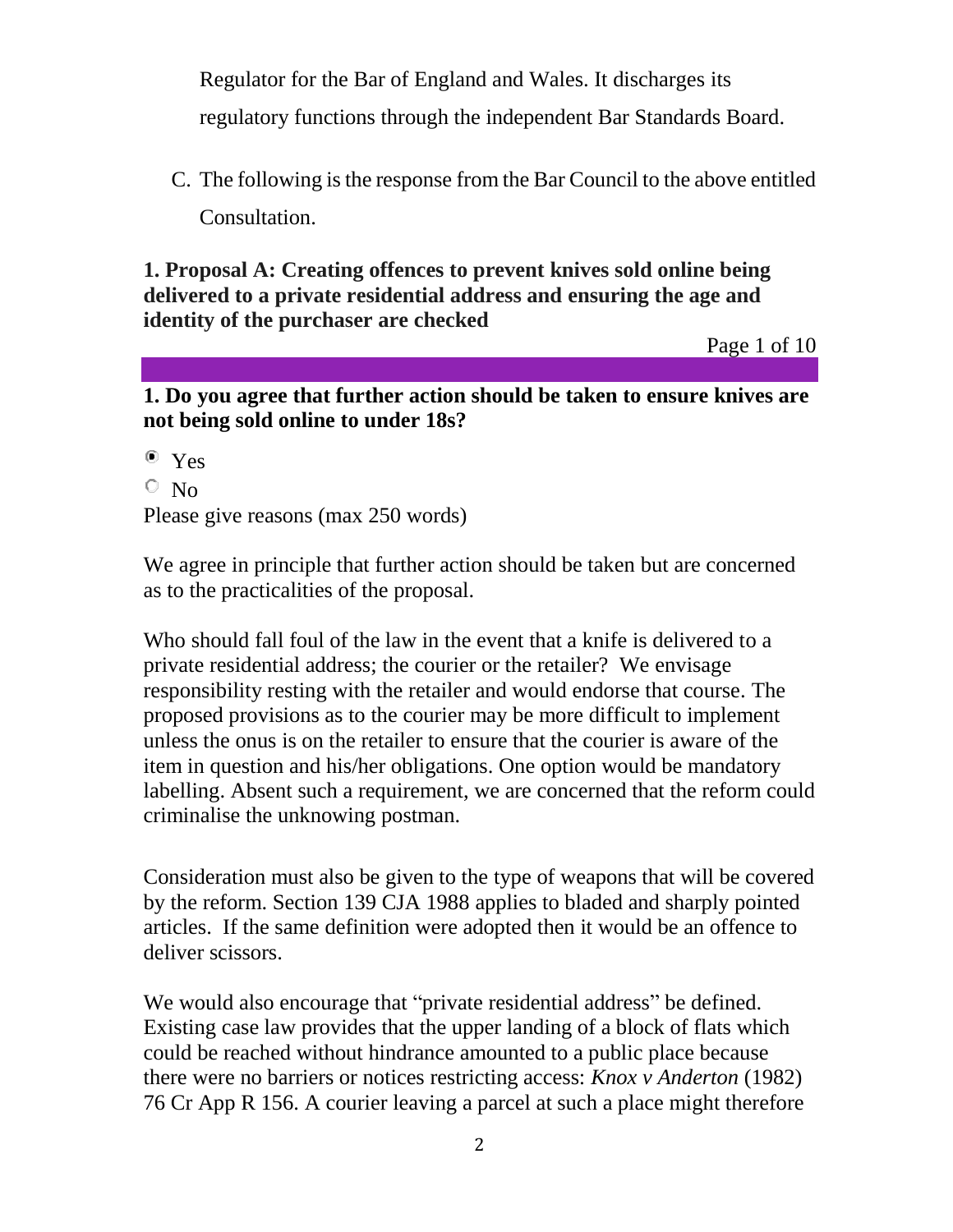Regulator for the Bar of England and Wales. It discharges its regulatory functions through the independent Bar Standards Board.

C. The following is the response from the Bar Council to the above entitled Consultation.

**1. Proposal A: Creating offences to prevent knives sold online being delivered to a private residential address and ensuring the age and identity of the purchaser are checked**

**1. Do you agree that further action should be taken to ensure knives are not being sold online to under 18s?**

- [x] Yes
- [ ] No

Please give reasons (max 250 words)

We agree in principle that further action should be taken but are concerned as to the practicalities of the proposal.

Who should fall foul of the law in the event that a knife is delivered to a private residential address; the courier or the retailer? We envisage responsibility resting with the retailer and would endorse that course. The proposed provisions as to the courier may be more difficult to implement unless the onus is on the retailer to ensure that the courier is aware of the item in question and his/her obligations. One option would be mandatory labelling. Absent such a requirement, we are concerned that the reform could criminalise the unknowing postman.

Consideration must also be given to the type of weapons that will be covered by the reform. Section 139 CJA 1988 applies to bladed and sharply pointed articles. If the same definition were adopted then it would be an offence to deliver scissors.

We would also encourage that "private residential address" be defined. Existing case law provides that the upper landing of a block of flats which could be reached without hindrance amounted to a public place because there were no barriers or notices restricting access: *Knox v Anderton* (1982) 76 Cr App R 156. A courier leaving a parcel at such a place might therefore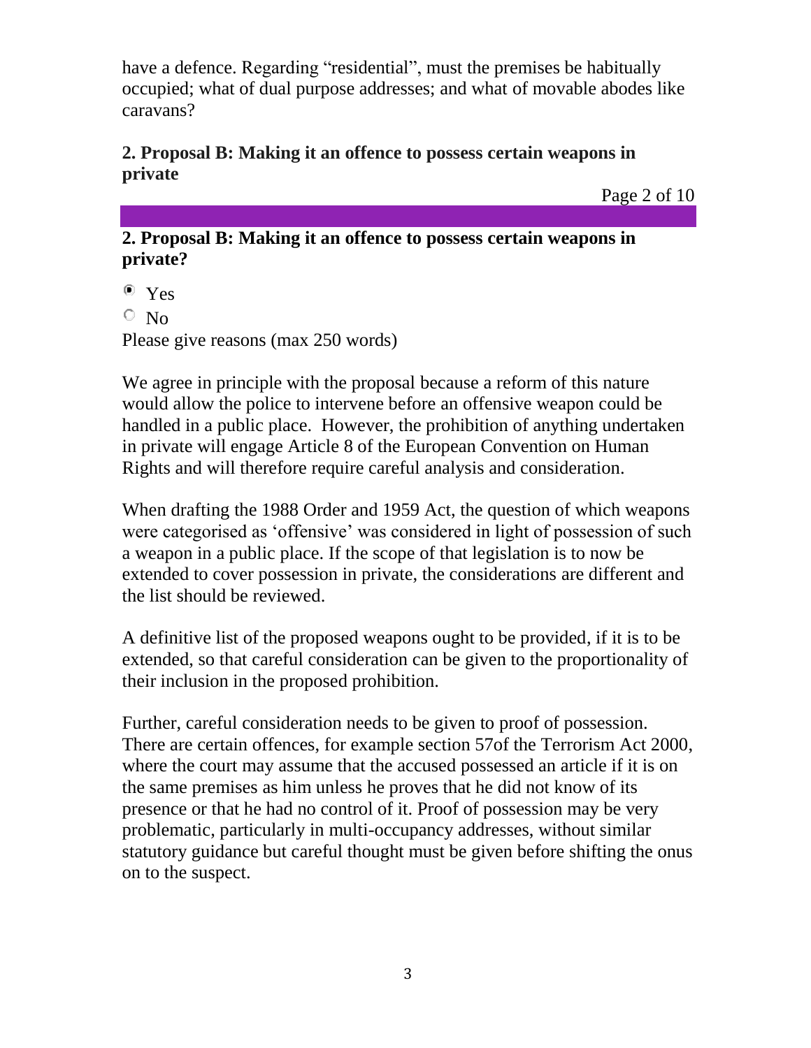have a defence. Regarding "residential", must the premises be habitually occupied; what of dual purpose addresses; and what of movable abodes like caravans?

**2. Proposal B: Making it an offence to possess certain weapons in private**

**2. Proposal B: Making it an offence to possess certain weapons in private?**

- [x] Yes
- [ ] No

Please give reasons (max 250 words)

We agree in principle with the proposal because a reform of this nature would allow the police to intervene before an offensive weapon could be handled in a public place. However, the prohibition of anything undertaken in private will engage Article 8 of the European Convention on Human Rights and will therefore require careful analysis and consideration.

When drafting the 1988 Order and 1959 Act, the question of which weapons were categorised as 'offensive' was considered in light of possession of such a weapon in a public place. If the scope of that legislation is to now be extended to cover possession in private, the considerations are different and the list should be reviewed.

A definitive list of the proposed weapons ought to be provided, if it is to be extended, so that careful consideration can be given to the proportionality of their inclusion in the proposed prohibition.

Further, careful consideration needs to be given to proof of possession. There are certain offences, for example section 57of the Terrorism Act 2000, where the court may assume that the accused possessed an article if it is on the same premises as him unless he proves that he did not know of its presence or that he had no control of it. Proof of possession may be very problematic, particularly in multi-occupancy addresses, without similar statutory guidance but careful thought must be given before shifting the onus on to the suspect.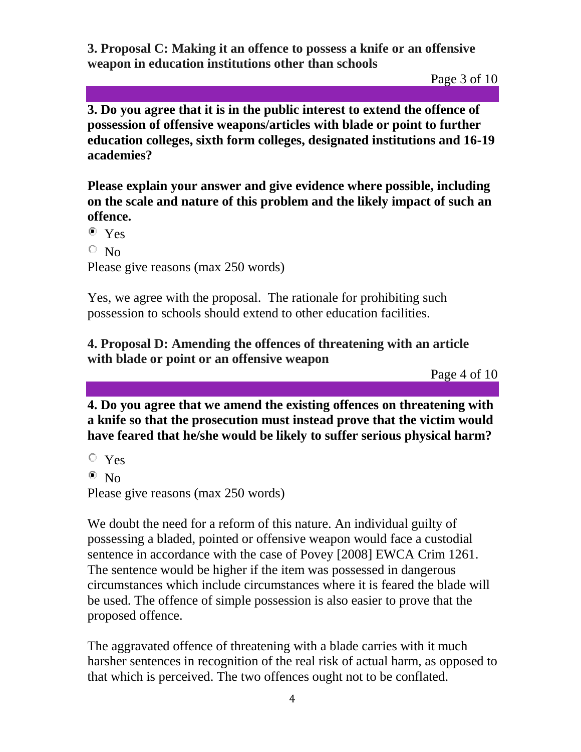**3. Proposal C: Making it an offence to possess a knife or an offensive weapon in education institutions other than schools**

**3. Do you agree that it is in the public interest to extend the offence of possession of offensive weapons/articles with blade or point to further education colleges, sixth form colleges, designated institutions and 16-19 academies?**

**Please explain your answer and give evidence where possible, including on the scale and nature of this problem and the likely impact of such an offence.**

- (●) Yes
- ( ) No

Please give reasons (max 250 words)

Yes, we agree with the proposal. The rationale for prohibiting such possession to schools should extend to other education facilities.

**4. Proposal D: Amending the offences of threatening with an article with blade or point or an offensive weapon**

**4. Do you agree that we amend the existing offences on threatening with a knife so that the prosecution must instead prove that the victim would have feared that he/she would be likely to suffer serious physical harm?**

- ( ) Yes
- (●) No

Please give reasons (max 250 words)

We doubt the need for a reform of this nature. An individual guilty of possessing a bladed, pointed or offensive weapon would face a custodial sentence in accordance with the case of Povey [2008] EWCA Crim 1261. The sentence would be higher if the item was possessed in dangerous circumstances which include circumstances where it is feared the blade will be used. The offence of simple possession is also easier to prove that the proposed offence.

The aggravated offence of threatening with a blade carries with it much harsher sentences in recognition of the real risk of actual harm, as opposed to that which is perceived. The two offences ought not to be conflated.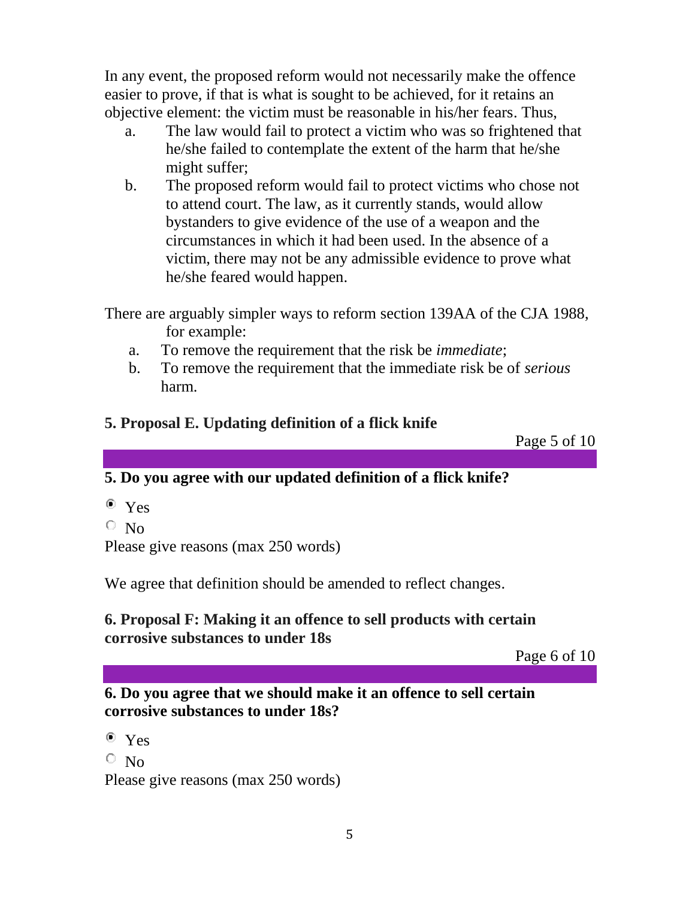In any event, the proposed reform would not necessarily make the offence easier to prove, if that is what is sought to be achieved, for it retains an objective element: the victim must be reasonable in his/her fears. Thus,

a. The law would fail to protect a victim who was so frightened that he/she failed to contemplate the extent of the harm that he/she might suffer;
b. The proposed reform would fail to protect victims who chose not to attend court. The law, as it currently stands, would allow bystanders to give evidence of the use of a weapon and the circumstances in which it had been used. In the absence of a victim, there may not be any admissible evidence to prove what he/she feared would happen.

There are arguably simpler ways to reform section 139AA of the CJA 1988, for example:

a. To remove the requirement that the risk be *immediate*;
b. To remove the requirement that the immediate risk be of *serious* harm.

## 5. Proposal E. Updating definition of a flick knife

### 5. Do you agree with our updated definition of a flick knife?

- (●) Yes
- ( ) No

Please give reasons (max 250 words)

We agree that definition should be amended to reflect changes.

## 6. Proposal F: Making it an offence to sell products with certain corrosive substances to under 18s

### 6. Do you agree that we should make it an offence to sell certain corrosive substances to under 18s?

- (●) Yes
- ( ) No

Please give reasons (max 250 words)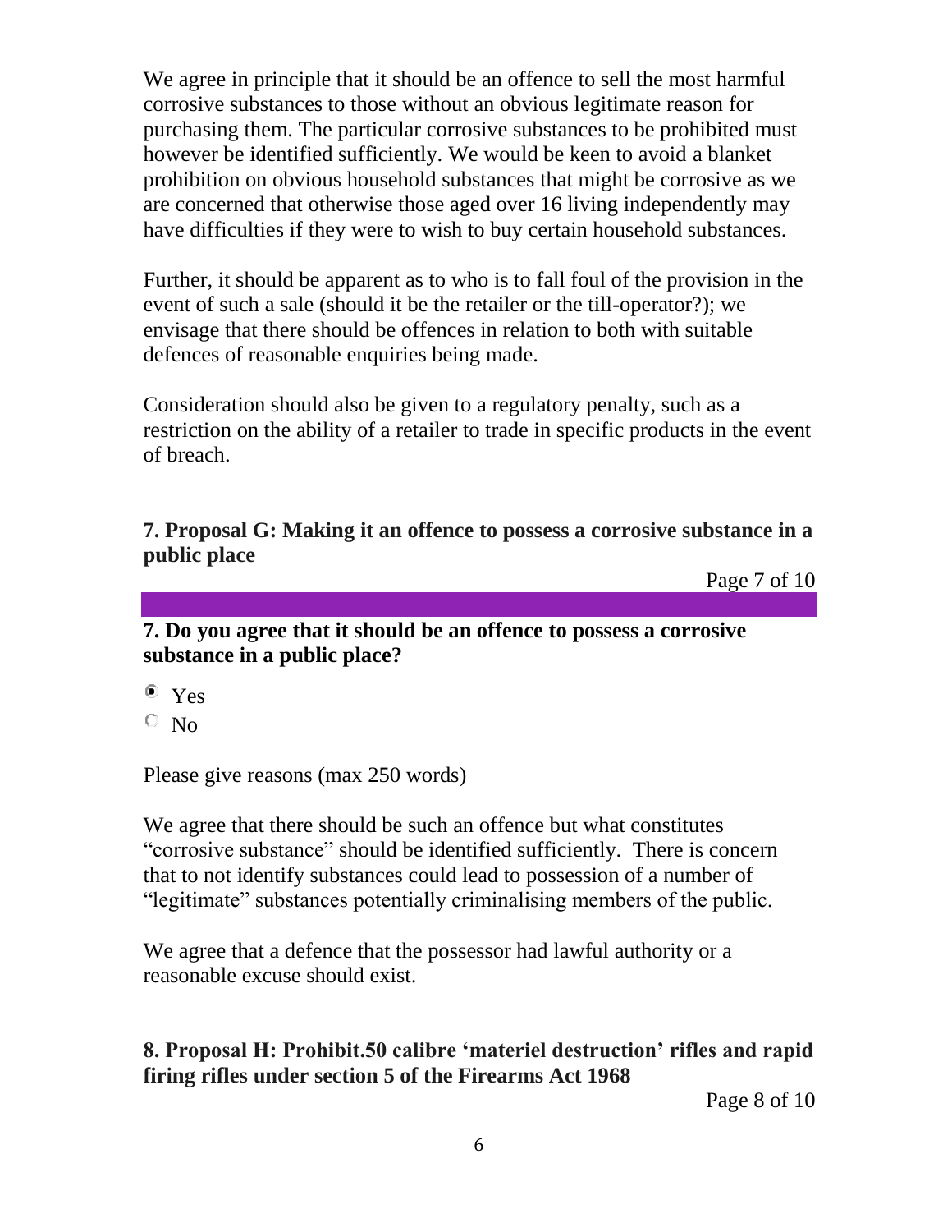We agree in principle that it should be an offence to sell the most harmful corrosive substances to those without an obvious legitimate reason for purchasing them. The particular corrosive substances to be prohibited must however be identified sufficiently. We would be keen to avoid a blanket prohibition on obvious household substances that might be corrosive as we are concerned that otherwise those aged over 16 living independently may have difficulties if they were to wish to buy certain household substances.

Further, it should be apparent as to who is to fall foul of the provision in the event of such a sale (should it be the retailer or the till-operator?); we envisage that there should be offences in relation to both with suitable defences of reasonable enquiries being made.

Consideration should also be given to a regulatory penalty, such as a restriction on the ability of a retailer to trade in specific products in the event of breach.

## 7. Proposal G: Making it an offence to possess a corrosive substance in a public place

### 7. Do you agree that it should be an offence to possess a corrosive substance in a public place?

- ◉ Yes
- ○ No

Please give reasons (max 250 words)

We agree that there should be such an offence but what constitutes "corrosive substance" should be identified sufficiently. There is concern that to not identify substances could lead to possession of a number of "legitimate" substances potentially criminalising members of the public.

We agree that a defence that the possessor had lawful authority or a reasonable excuse should exist.

## 8. Proposal H: Prohibit.50 calibre 'materiel destruction' rifles and rapid firing rifles under section 5 of the Firearms Act 1968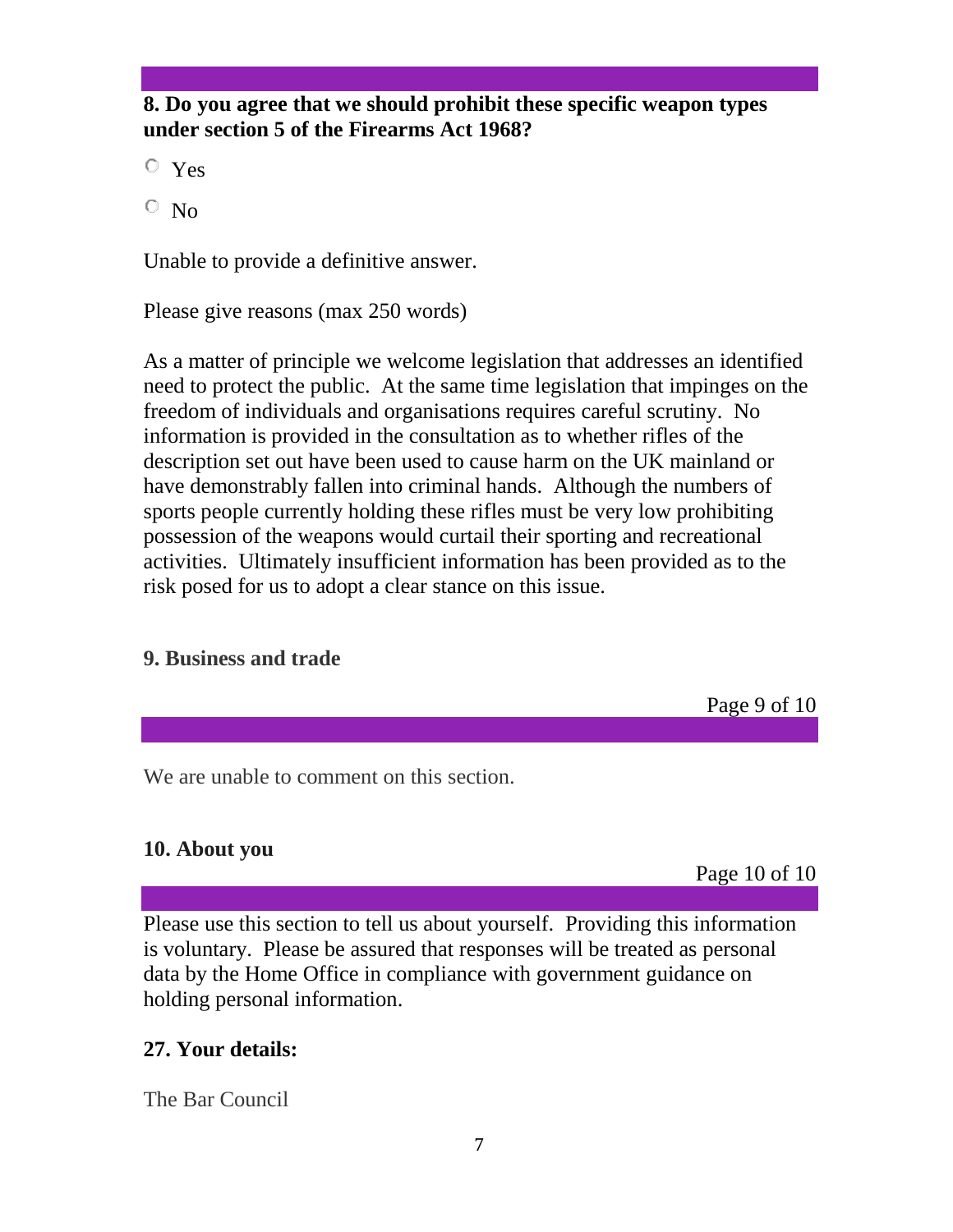**8. Do you agree that we should prohibit these specific weapon types under section 5 of the Firearms Act 1968?**

- ○ Yes
- ○ No

Unable to provide a definitive answer.

Please give reasons (max 250 words)

As a matter of principle we welcome legislation that addresses an identified need to protect the public. At the same time legislation that impinges on the freedom of individuals and organisations requires careful scrutiny. No information is provided in the consultation as to whether rifles of the description set out have been used to cause harm on the UK mainland or have demonstrably fallen into criminal hands. Although the numbers of sports people currently holding these rifles must be very low prohibiting possession of the weapons would curtail their sporting and recreational activities. Ultimately insufficient information has been provided as to the risk posed for us to adopt a clear stance on this issue.

**9. Business and trade**

We are unable to comment on this section.

**10. About you**

Please use this section to tell us about yourself. Providing this information is voluntary. Please be assured that responses will be treated as personal data by the Home Office in compliance with government guidance on holding personal information.

**27. Your details:**

The Bar Council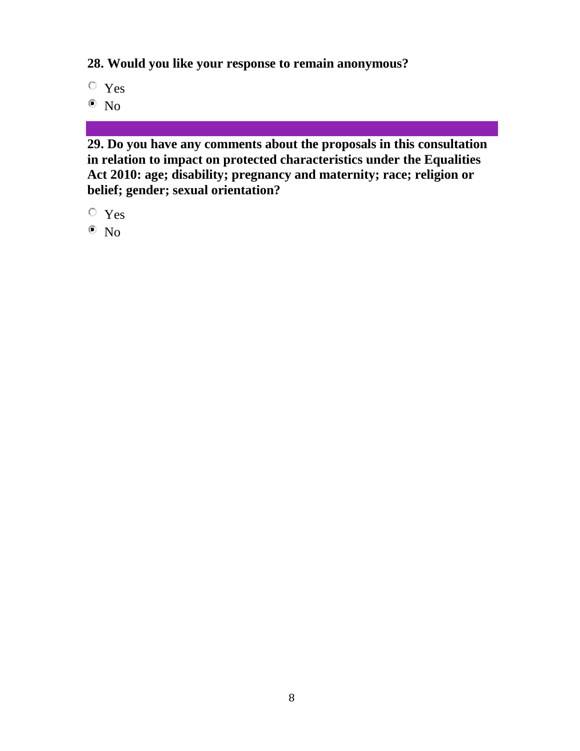**28. Would you like your response to remain anonymous?**

- ○ Yes
- ◉ No

**29. Do you have any comments about the proposals in this consultation in relation to impact on protected characteristics under the Equalities Act 2010: age; disability; pregnancy and maternity; race; religion or belief; gender; sexual orientation?**

- ○ Yes
- ◉ No